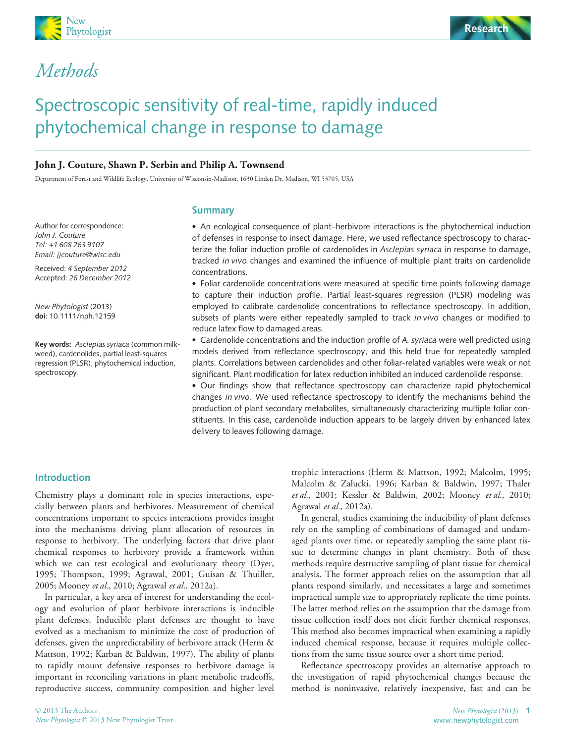# Methods

# Spectroscopic sensitivity of real-time, rapidly induced phytochemical change in response to damage

**John J. Couture, Shawn P. Serbin and Philip A. Townsend**

Department of Forest and Wildlife Ecology, University of Wisconsin-Madison, 1630 Linden Dr, Madison, WI 53705, USA

Author for correspondence:
*John J. Couture*
*Tel: +1 608 263 9107*
*Email: jjcouture@wisc.edu*

Received: *4 September 2012*
Accepted: *26 December 2012*

*New Phytologist* (2013)
**doi**: 10.1111/nph.12159

**Key words:** *Asclepias syriaca* (common milkweed), cardenolides, partial least-squares regression (PLSR), phytochemical induction, spectroscopy.

## Summary

- An ecological consequence of plant–herbivore interactions is the phytochemical induction of defenses in response to insect damage. Here, we used reflectance spectroscopy to characterize the foliar induction profile of cardenolides in *Asclepias syriaca* in response to damage, tracked *in vivo* changes and examined the influence of multiple plant traits on cardenolide concentrations.
- Foliar cardenolide concentrations were measured at specific time points following damage to capture their induction profile. Partial least-squares regression (PLSR) modeling was employed to calibrate cardenolide concentrations to reflectance spectroscopy. In addition, subsets of plants were either repeatedly sampled to track *in vivo* changes or modified to reduce latex flow to damaged areas.
- Cardenolide concentrations and the induction profile of *A. syriaca* were well predicted using models derived from reflectance spectroscopy, and this held true for repeatedly sampled plants. Correlations between cardenolides and other foliar-related variables were weak or not significant. Plant modification for latex reduction inhibited an induced cardenolide response.
- Our findings show that reflectance spectroscopy can characterize rapid phytochemical changes *in vivo*. We used reflectance spectroscopy to identify the mechanisms behind the production of plant secondary metabolites, simultaneously characterizing multiple foliar constituents. In this case, cardenolide induction appears to be largely driven by enhanced latex delivery to leaves following damage.

## Introduction

Chemistry plays a dominant role in species interactions, especially between plants and herbivores. Measurement of chemical concentrations important to species interactions provides insight into the mechanisms driving plant allocation of resources in response to herbivory. The underlying factors that drive plant chemical responses to herbivory provide a framework within which we can test ecological and evolutionary theory (Dyer, 1995; Thompson, 1999; Agrawal, 2001; Guisan & Thuiller, 2005; Mooney *et al.*, 2010; Agrawal *et al.*, 2012a).

In particular, a key area of interest for understanding the ecology and evolution of plant–herbivore interactions is inducible plant defenses. Inducible plant defenses are thought to have evolved as a mechanism to minimize the cost of production of defenses, given the unpredictability of herbivore attack (Herm & Mattson, 1992; Karban & Baldwin, 1997). The ability of plants to rapidly mount defensive responses to herbivore damage is important in reconciling variations in plant metabolic tradeoffs, reproductive success, community composition and higher level trophic interactions (Herm & Mattson, 1992; Malcolm, 1995; Malcolm & Zalucki, 1996; Karban & Baldwin, 1997; Thaler *et al.*, 2001; Kessler & Baldwin, 2002; Mooney *et al.*, 2010; Agrawal *et al.*, 2012a).

In general, studies examining the inducibility of plant defenses rely on the sampling of combinations of damaged and undamaged plants over time, or repeatedly sampling the same plant tissue to determine changes in plant chemistry. Both of these methods require destructive sampling of plant tissue for chemical analysis. The former approach relies on the assumption that all plants respond similarly, and necessitates a large and sometimes impractical sample size to appropriately replicate the time points. The latter method relies on the assumption that the damage from tissue collection itself does not elicit further chemical responses. This method also becomes impractical when examining a rapidly induced chemical response, because it requires multiple collections from the same tissue source over a short time period.

Reflectance spectroscopy provides an alternative approach to the investigation of rapid phytochemical changes because the method is noninvasive, relatively inexpensive, fast and can be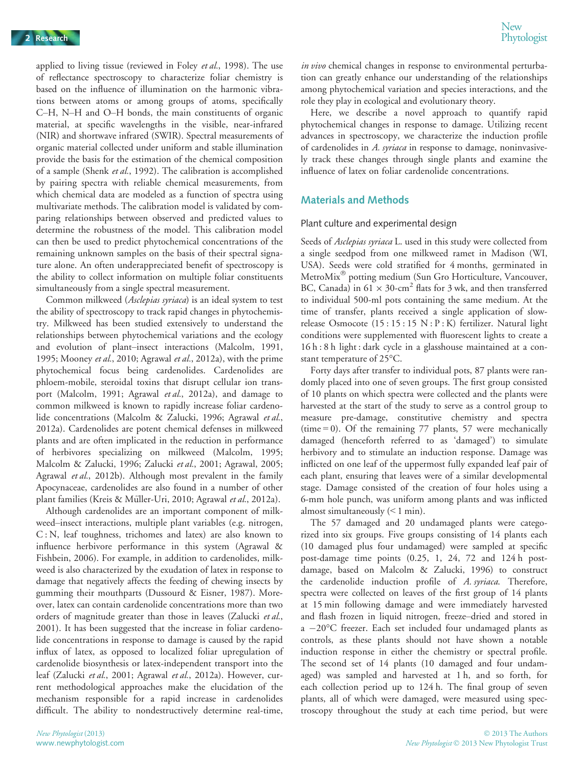applied to living tissue (reviewed in Foley *et al.*, 1998). The use of reflectance spectroscopy to characterize foliar chemistry is based on the influence of illumination on the harmonic vibrations between atoms or among groups of atoms, specifically C–H, N–H and O–H bonds, the main constituents of organic material, at specific wavelengths in the visible, near-infrared (NIR) and shortwave infrared (SWIR). Spectral measurements of organic material collected under uniform and stable illumination provide the basis for the estimation of the chemical composition of a sample (Shenk *et al.*, 1992). The calibration is accomplished by pairing spectra with reliable chemical measurements, from which chemical data are modeled as a function of spectra using multivariate methods. The calibration model is validated by comparing relationships between observed and predicted values to determine the robustness of the model. This calibration model can then be used to predict phytochemical concentrations of the remaining unknown samples on the basis of their spectral signature alone. An often underappreciated benefit of spectroscopy is the ability to collect information on multiple foliar constituents simultaneously from a single spectral measurement.

Common milkweed (*Asclepias syriaca*) is an ideal system to test the ability of spectroscopy to track rapid changes in phytochemistry. Milkweed has been studied extensively to understand the relationships between phytochemical variations and the ecology and evolution of plant–insect interactions (Malcolm, 1991, 1995; Mooney *et al.*, 2010; Agrawal *et al.*, 2012a), with the prime phytochemical focus being cardenolides. Cardenolides are phloem-mobile, steroidal toxins that disrupt cellular ion transport (Malcolm, 1991; Agrawal *et al.*, 2012a), and damage to common milkweed is known to rapidly increase foliar cardenolide concentrations (Malcolm & Zalucki, 1996; Agrawal *et al.*, 2012a). Cardenolides are potent chemical defenses in milkweed plants and are often implicated in the reduction in performance of herbivores specializing on milkweed (Malcolm, 1995; Malcolm & Zalucki, 1996; Zalucki *et al.*, 2001; Agrawal, 2005; Agrawal *et al.*, 2012b). Although most prevalent in the family Apocynaceae, cardenolides are also found in a number of other plant families (Kreis & Müller-Uri, 2010; Agrawal *et al.*, 2012a).

Although cardenolides are an important component of milkweed–insect interactions, multiple plant variables (e.g. nitrogen, C : N, leaf toughness, trichomes and latex) are also known to influence herbivore performance in this system (Agrawal & Fishbein, 2006). For example, in addition to cardenolides, milkweed is also characterized by the exudation of latex in response to damage that negatively affects the feeding of chewing insects by gumming their mouthparts (Dussourd & Eisner, 1987). Moreover, latex can contain cardenolide concentrations more than two orders of magnitude greater than those in leaves (Zalucki *et al.*, 2001). It has been suggested that the increase in foliar cardenolide concentrations in response to damage is caused by the rapid influx of latex, as opposed to localized foliar upregulation of cardenolide biosynthesis or latex-independent transport into the leaf (Zalucki *et al.*, 2001; Agrawal *et al.*, 2012a). However, current methodological approaches make the elucidation of the mechanism responsible for a rapid increase in cardenolides difficult. The ability to nondestructively determine real-time, *in vivo* chemical changes in response to environmental perturbation can greatly enhance our understanding of the relationships among phytochemical variation and species interactions, and the role they play in ecological and evolutionary theory.

Here, we describe a novel approach to quantify rapid phytochemical changes in response to damage. Utilizing recent advances in spectroscopy, we characterize the induction profile of cardenolides in *A. syriaca* in response to damage, noninvasively track these changes through single plants and examine the influence of latex on foliar cardenolide concentrations.

## Materials and Methods

### Plant culture and experimental design

Seeds of *Asclepias syriaca* L. used in this study were collected from a single seedpod from one milkweed ramet in Madison (WI, USA). Seeds were cold stratified for 4 months, germinated in MetroMix® potting medium (Sun Gro Horticulture, Vancouver, BC, Canada) in $61 \times 30\text{-cm}^2$ flats for 3 wk, and then transferred to individual 500-ml pots containing the same medium. At the time of transfer, plants received a single application of slow-release Osmocote (15 : 15 : 15 N : P : K) fertilizer. Natural light conditions were supplemented with fluorescent lights to create a 16 h : 8 h light : dark cycle in a glasshouse maintained at a constant temperature of 25°C.

Forty days after transfer to individual pots, 87 plants were randomly placed into one of seven groups. The first group consisted of 10 plants on which spectra were collected and the plants were harvested at the start of the study to serve as a control group to measure pre-damage, constitutive chemistry and spectra (time = 0). Of the remaining 77 plants, 57 were mechanically damaged (henceforth referred to as 'damaged') to simulate herbivory and to stimulate an induction response. Damage was inflicted on one leaf of the uppermost fully expanded leaf pair of each plant, ensuring that leaves were of a similar developmental stage. Damage consisted of the creation of four holes using a 6-mm hole punch, was uniform among plants and was inflicted almost simultaneously (< 1 min).

The 57 damaged and 20 undamaged plants were categorized into six groups. Five groups consisting of 14 plants each (10 damaged plus four undamaged) were sampled at specific post-damage time points (0.25, 1, 24, 72 and 124 h post-damage, based on Malcolm & Zalucki, 1996) to construct the cardenolide induction profile of *A. syriaca*. Therefore, spectra were collected on leaves of the first group of 14 plants at 15 min following damage and were immediately harvested and flash frozen in liquid nitrogen, freeze–dried and stored in a −20°C freezer. Each set included four undamaged plants as controls, as these plants should not have shown a notable induction response in either the chemistry or spectral profile. The second set of 14 plants (10 damaged and four undamaged) was sampled and harvested at 1 h, and so forth, for each collection period up to 124 h. The final group of seven plants, all of which were damaged, were measured using spectroscopy throughout the study at each time period, but were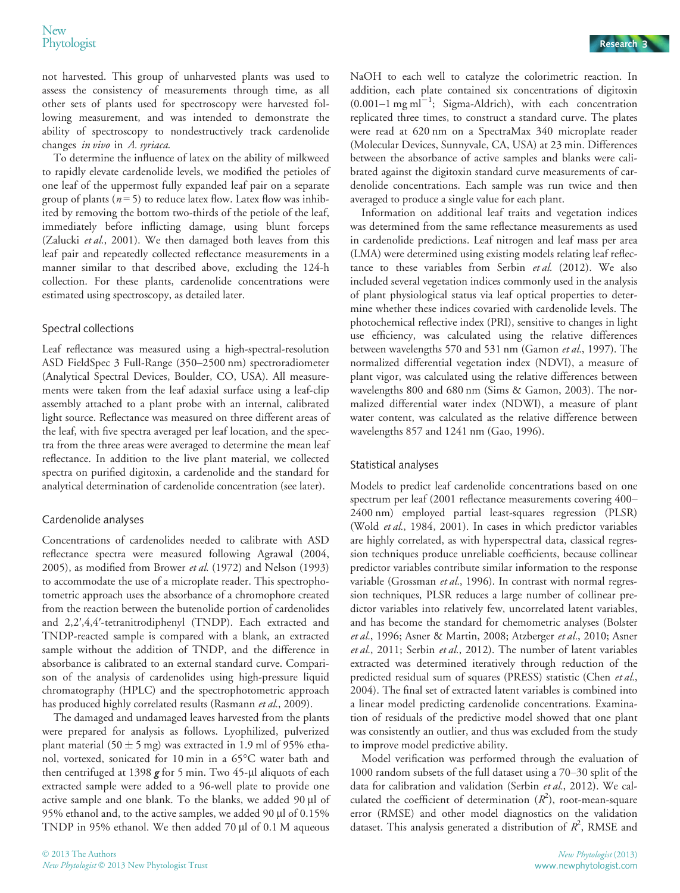not harvested. This group of unharvested plants was used to assess the consistency of measurements through time, as all other sets of plants used for spectroscopy were harvested following measurement, and was intended to demonstrate the ability of spectroscopy to nondestructively track cardenolide changes *in vivo* in *A. syriaca*.

To determine the influence of latex on the ability of milkweed to rapidly elevate cardenolide levels, we modified the petioles of one leaf of the uppermost fully expanded leaf pair on a separate group of plants ($n = 5$) to reduce latex flow. Latex flow was inhibited by removing the bottom two-thirds of the petiole of the leaf, immediately before inflicting damage, using blunt forceps (Zalucki *et al.*, 2001). We then damaged both leaves from this leaf pair and repeatedly collected reflectance measurements in a manner similar to that described above, excluding the 124-h collection. For these plants, cardenolide concentrations were estimated using spectroscopy, as detailed later.

## Spectral collections

Leaf reflectance was measured using a high-spectral-resolution ASD FieldSpec 3 Full-Range (350–2500 nm) spectroradiometer (Analytical Spectral Devices, Boulder, CO, USA). All measurements were taken from the leaf adaxial surface using a leaf-clip assembly attached to a plant probe with an internal, calibrated light source. Reflectance was measured on three different areas of the leaf, with five spectra averaged per leaf location, and the spectra from the three areas were averaged to determine the mean leaf reflectance. In addition to the live plant material, we collected spectra on purified digitoxin, a cardenolide and the standard for analytical determination of cardenolide concentration (see later).

## Cardenolide analyses

Concentrations of cardenolides needed to calibrate with ASD reflectance spectra were measured following Agrawal (2004, 2005), as modified from Brower *et al.* (1972) and Nelson (1993) to accommodate the use of a microplate reader. This spectrophotometric approach uses the absorbance of a chromophore created from the reaction between the butenolide portion of cardenolides and 2,2′,4,4′-tetranitrodiphenyl (TNDP). Each extracted and TNDP-reacted sample is compared with a blank, an extracted sample without the addition of TNDP, and the difference in absorbance is calibrated to an external standard curve. Comparison of the analysis of cardenolides using high-pressure liquid chromatography (HPLC) and the spectrophotometric approach has produced highly correlated results (Rasmann *et al.*, 2009).

The damaged and undamaged leaves harvested from the plants were prepared for analysis as follows. Lyophilized, pulverized plant material ($50 \pm 5$ mg) was extracted in 1.9 ml of 95% ethanol, vortexed, sonicated for 10 min in a 65°C water bath and then centrifuged at 1398 ***g*** for 5 min. Two 45-μl aliquots of each extracted sample were added to a 96-well plate to provide one active sample and one blank. To the blanks, we added 90 μl of 95% ethanol and, to the active samples, we added 90 μl of 0.15% TNDP in 95% ethanol. We then added 70 μl of 0.1 M aqueous NaOH to each well to catalyze the colorimetric reaction. In addition, each plate contained six concentrations of digitoxin (0.001–1 mg ml$^{-1}$; Sigma-Aldrich), with each concentration replicated three times, to construct a standard curve. The plates were read at 620 nm on a SpectraMax 340 microplate reader (Molecular Devices, Sunnyvale, CA, USA) at 23 min. Differences between the absorbance of active samples and blanks were calibrated against the digitoxin standard curve measurements of cardenolide concentrations. Each sample was run twice and then averaged to produce a single value for each plant.

Information on additional leaf traits and vegetation indices was determined from the same reflectance measurements as used in cardenolide predictions. Leaf nitrogen and leaf mass per area (LMA) were determined using existing models relating leaf reflectance to these variables from Serbin *et al.* (2012). We also included several vegetation indices commonly used in the analysis of plant physiological status via leaf optical properties to determine whether these indices covaried with cardenolide levels. The photochemical reflective index (PRI), sensitive to changes in light use efficiency, was calculated using the relative differences between wavelengths 570 and 531 nm (Gamon *et al.*, 1997). The normalized differential vegetation index (NDVI), a measure of plant vigor, was calculated using the relative differences between wavelengths 800 and 680 nm (Sims & Gamon, 2003). The normalized differential water index (NDWI), a measure of plant water content, was calculated as the relative difference between wavelengths 857 and 1241 nm (Gao, 1996).

## Statistical analyses

Models to predict leaf cardenolide concentrations based on one spectrum per leaf (2001 reflectance measurements covering 400–2400 nm) employed partial least-squares regression (PLSR) (Wold *et al.*, 1984, 2001). In cases in which predictor variables are highly correlated, as with hyperspectral data, classical regression techniques produce unreliable coefficients, because collinear predictor variables contribute similar information to the response variable (Grossman *et al.*, 1996). In contrast with normal regression techniques, PLSR reduces a large number of collinear predictor variables into relatively few, uncorrelated latent variables, and has become the standard for chemometric analyses (Bolster *et al.*, 1996; Asner & Martin, 2008; Atzberger *et al.*, 2010; Asner *et al.*, 2011; Serbin *et al.*, 2012). The number of latent variables extracted was determined iteratively through reduction of the predicted residual sum of squares (PRESS) statistic (Chen *et al.*, 2004). The final set of extracted latent variables is combined into a linear model predicting cardenolide concentrations. Examination of residuals of the predictive model showed that one plant was consistently an outlier, and thus was excluded from the study to improve model predictive ability.

Model verification was performed through the evaluation of 1000 random subsets of the full dataset using a 70–30 split of the data for calibration and validation (Serbin *et al.*, 2012). We calculated the coefficient of determination ($R^2$), root-mean-square error (RMSE) and other model diagnostics on the validation dataset. This analysis generated a distribution of $R^2$, RMSE and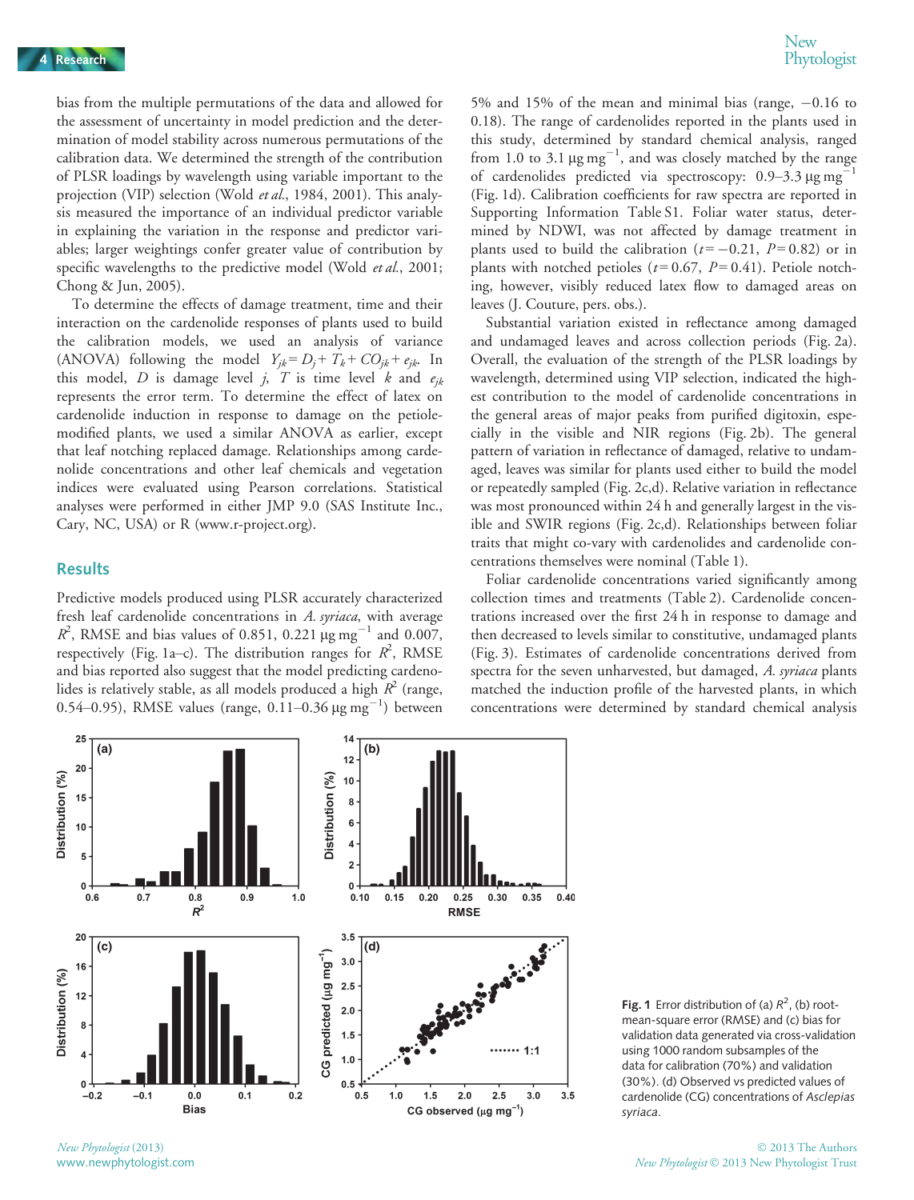bias from the multiple permutations of the data and allowed for the assessment of uncertainty in model prediction and the determination of model stability across numerous permutations of the calibration data. We determined the strength of the contribution of PLSR loadings by wavelength using variable important to the projection (VIP) selection (Wold *et al.*, 1984, 2001). This analysis measured the importance of an individual predictor variable in explaining the variation in the response and predictor variables; larger weightings confer greater value of contribution by specific wavelengths to the predictive model (Wold *et al.*, 2001; Chong & Jun, 2005).

To determine the effects of damage treatment, time and their interaction on the cardenolide responses of plants used to build the calibration models, we used an analysis of variance (ANOVA) following the model $Y_{jk} = D_j + T_k + CO_{jk} + e_{jk}$. In this model, $D$ is damage level $j$, $T$ is time level $k$ and $e_{jk}$ represents the error term. To determine the effect of latex on cardenolide induction in response to damage on the petiole-modified plants, we used a similar ANOVA as earlier, except that leaf notching replaced damage. Relationships among cardenolide concentrations and other leaf chemicals and vegetation indices were evaluated using Pearson correlations. Statistical analyses were performed in either JMP 9.0 (SAS Institute Inc., Cary, NC, USA) or R (www.r-project.org).

## Results

Predictive models produced using PLSR accurately characterized fresh leaf cardenolide concentrations in *A. syriaca*, with average $R^2$, RMSE and bias values of 0.851, 0.221 μg mg$^{-1}$ and 0.007, respectively (Fig. 1a–c). The distribution ranges for $R^2$, RMSE and bias reported also suggest that the model predicting cardenolides is relatively stable, as all models produced a high $R^2$ (range, 0.54–0.95), RMSE values (range, 0.11–0.36 μg mg$^{-1}$) between 5% and 15% of the mean and minimal bias (range, −0.16 to 0.18). The range of cardenolides reported in the plants used in this study, determined by standard chemical analysis, ranged from 1.0 to 3.1 μg mg$^{-1}$, and was closely matched by the range of cardenolides predicted via spectroscopy: 0.9–3.3 μg mg$^{-1}$ (Fig. 1d). Calibration coefficients for raw spectra are reported in Supporting Information Table S1. Foliar water status, determined by NDWI, was not affected by damage treatment in plants used to build the calibration ($t = -0.21$, $P = 0.82$) or in plants with notched petioles ($t = 0.67$, $P = 0.41$). Petiole notching, however, visibly reduced latex flow to damaged areas on leaves (J. Couture, pers. obs.).

Substantial variation existed in reflectance among damaged and undamaged leaves and across collection periods (Fig. 2a). Overall, the evaluation of the strength of the PLSR loadings by wavelength, determined using VIP selection, indicated the highest contribution to the model of cardenolide concentrations in the general areas of major peaks from purified digitoxin, especially in the visible and NIR regions (Fig. 2b). The general pattern of variation in reflectance of damaged, relative to undamaged, leaves was similar for plants used either to build the model or repeatedly sampled (Fig. 2c,d). Relative variation in reflectance was most pronounced within 24 h and generally largest in the visible and SWIR regions (Fig. 2c,d). Relationships between foliar traits that might co-vary with cardenolides and cardenolide concentrations themselves were nominal (Table 1).

Foliar cardenolide concentrations varied significantly among collection times and treatments (Table 2). Cardenolide concentrations increased over the first 24 h in response to damage and then decreased to levels similar to constitutive, undamaged plants (Fig. 3). Estimates of cardenolide concentrations derived from spectra for the seven unharvested, but damaged, *A. syriaca* plants matched the induction profile of the harvested plants, in which concentrations were determined by standard chemical analysis

**Fig. 1** Error distribution of (a) $R^2$, (b) root-mean-square error (RMSE) and (c) bias for validation data generated via cross-validation using 1000 random subsamples of the data for calibration (70%) and validation (30%). (d) Observed vs predicted values of cardenolide (CG) concentrations of *Asclepias syriaca*.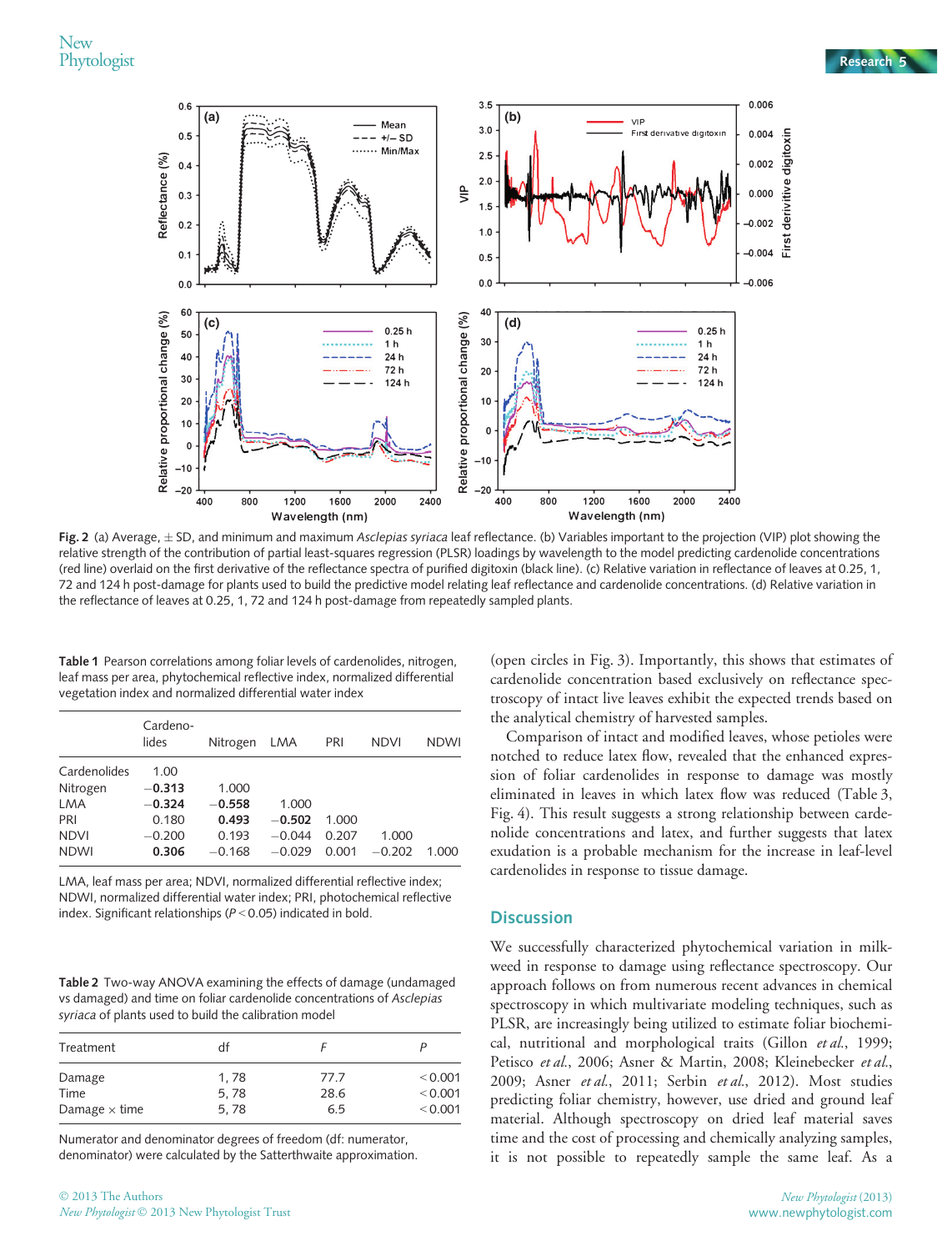**Fig. 2** (a) Average, ± SD, and minimum and maximum *Asclepias syriaca* leaf reflectance. (b) Variables important to the projection (VIP) plot showing the relative strength of the contribution of partial least-squares regression (PLSR) loadings by wavelength to the model predicting cardenolide concentrations (red line) overlaid on the first derivative of the reflectance spectra of purified digitoxin (black line). (c) Relative variation in reflectance of leaves at 0.25, 1, 72 and 124 h post-damage for plants used to build the predictive model relating leaf reflectance and cardenolide concentrations. (d) Relative variation in the reflectance of leaves at 0.25, 1, 72 and 124 h post-damage from repeatedly sampled plants.

**Table 1** Pearson correlations among foliar levels of cardenolides, nitrogen, leaf mass per area, phytochemical reflective index, normalized differential vegetation index and normalized differential water index

| | Cardeno-lides | Nitrogen | LMA | PRI | NDVI | NDWI |
|---|---|---|---|---|---|---|
| Cardenolides | 1.00 | | | | | |
| Nitrogen | **−0.313** | 1.000 | | | | |
| LMA | **−0.324** | **−0.558** | 1.000 | | | |
| PRI | 0.180 | **0.493** | **−0.502** | 1.000 | | |
| NDVI | −0.200 | 0.193 | −0.044 | 0.207 | 1.000 | |
| NDWI | **0.306** | −0.168 | −0.029 | 0.001 | −0.202 | 1.000 |

LMA, leaf mass per area; NDVI, normalized differential reflective index; NDWI, normalized differential water index; PRI, photochemical reflective index. Significant relationships ($P < 0.05$) indicated in bold.

**Table 2** Two-way ANOVA examining the effects of damage (undamaged vs damaged) and time on foliar cardenolide concentrations of *Asclepias syriaca* of plants used to build the calibration model

| Treatment | df | *F* | *P* |
|---|---|---|---|
| Damage | 1, 78 | 77.7 | < 0.001 |
| Time | 5, 78 | 28.6 | < 0.001 |
| Damage × time | 5, 78 | 6.5 | < 0.001 |

Numerator and denominator degrees of freedom (df: numerator, denominator) were calculated by the Satterthwaite approximation.

(open circles in Fig. 3). Importantly, this shows that estimates of cardenolide concentration based exclusively on reflectance spectroscopy of intact live leaves exhibit the expected trends based on the analytical chemistry of harvested samples.

Comparison of intact and modified leaves, whose petioles were notched to reduce latex flow, revealed that the enhanced expression of foliar cardenolides in response to damage was mostly eliminated in leaves in which latex flow was reduced (Table 3, Fig. 4). This result suggests a strong relationship between cardenolide concentrations and latex, and further suggests that latex exudation is a probable mechanism for the increase in leaf-level cardenolides in response to tissue damage.

## Discussion

We successfully characterized phytochemical variation in milkweed in response to damage using reflectance spectroscopy. Our approach follows on from numerous recent advances in chemical spectroscopy in which multivariate modeling techniques, such as PLSR, are increasingly being utilized to estimate foliar biochemical, nutritional and morphological traits (Gillon *et al.*, 1999; Petisco *et al.*, 2006; Asner & Martin, 2008; Kleinebecker *et al.*, 2009; Asner *et al.*, 2011; Serbin *et al.*, 2012). Most studies predicting foliar chemistry, however, use dried and ground leaf material. Although spectroscopy on dried leaf material saves time and the cost of processing and chemically analyzing samples, it is not possible to repeatedly sample the same leaf. As a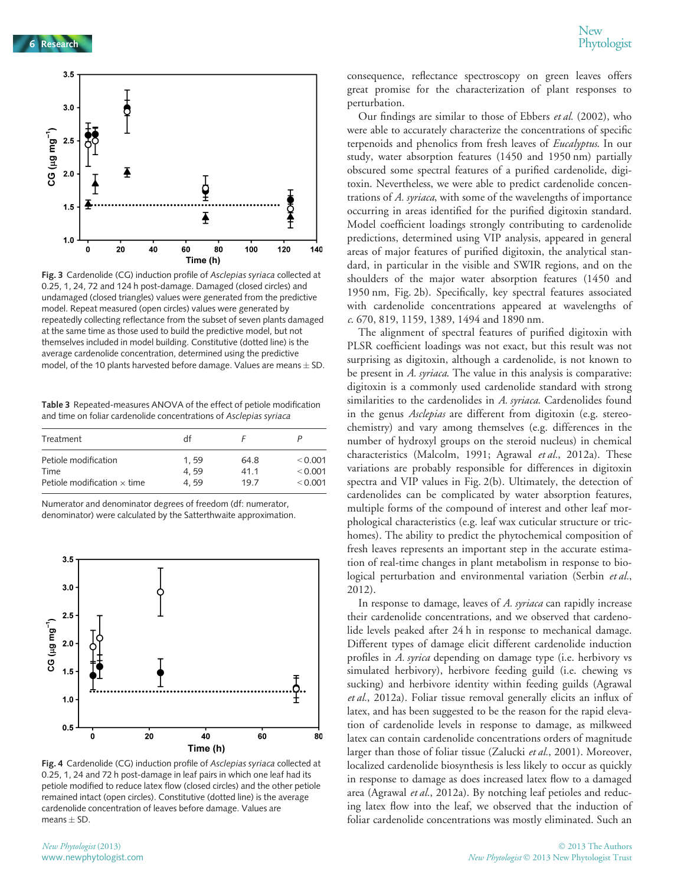Fig. 3 Cardenolide (CG) induction profile of *Asclepias syriaca* collected at 0.25, 1, 24, 72 and 124 h post-damage. Damaged (closed circles) and undamaged (closed triangles) values were generated from the predictive model. Repeat measured (open circles) values were generated by repeatedly collecting reflectance from the subset of seven plants damaged at the same time as those used to build the predictive model, but not themselves included in model building. Constitutive (dotted line) is the average cardenolide concentration, determined using the predictive model, of the 10 plants harvested before damage. Values are means ± SD.

Table 3 Repeated-measures ANOVA of the effect of petiole modification and time on foliar cardenolide concentrations of *Asclepias syriaca*

| Treatment | df | *F* | *P* |
|---|---|---|---|
| Petiole modification | 1, 59 | 64.8 | < 0.001 |
| Time | 4, 59 | 41.1 | < 0.001 |
| Petiole modification × time | 4, 59 | 19.7 | < 0.001 |

Numerator and denominator degrees of freedom (df: numerator, denominator) were calculated by the Satterthwaite approximation.

Fig. 4 Cardenolide (CG) induction profile of *Asclepias syriaca* collected at 0.25, 1, 24 and 72 h post-damage in leaf pairs in which one leaf had its petiole modified to reduce latex flow (closed circles) and the other petiole remained intact (open circles). Constitutive (dotted line) is the average cardenolide concentration of leaves before damage. Values are means ± SD.

consequence, reflectance spectroscopy on green leaves offers great promise for the characterization of plant responses to perturbation.

Our findings are similar to those of Ebbers *et al.* (2002), who were able to accurately characterize the concentrations of specific terpenoids and phenolics from fresh leaves of *Eucalyptus*. In our study, water absorption features (1450 and 1950 nm) partially obscured some spectral features of a purified cardenolide, digitoxin. Nevertheless, we were able to predict cardenolide concentrations of *A. syriaca*, with some of the wavelengths of importance occurring in areas identified for the purified digitoxin standard. Model coefficient loadings strongly contributing to cardenolide predictions, determined using VIP analysis, appeared in general areas of major features of purified digitoxin, the analytical standard, in particular in the visible and SWIR regions, and on the shoulders of the major water absorption features (1450 and 1950 nm, Fig. 2b). Specifically, key spectral features associated with cardenolide concentrations appeared at wavelengths of *c.* 670, 819, 1159, 1389, 1494 and 1890 nm.

The alignment of spectral features of purified digitoxin with PLSR coefficient loadings was not exact, but this result was not surprising as digitoxin, although a cardenolide, is not known to be present in *A. syriaca*. The value in this analysis is comparative: digitoxin is a commonly used cardenolide standard with strong similarities to the cardenolides in *A. syriaca*. Cardenolides found in the genus *Asclepias* are different from digitoxin (e.g. stereochemistry) and vary among themselves (e.g. differences in the number of hydroxyl groups on the steroid nucleus) in chemical characteristics (Malcolm, 1991; Agrawal *et al.*, 2012a). These variations are probably responsible for differences in digitoxin spectra and VIP values in Fig. 2(b). Ultimately, the detection of cardenolides can be complicated by water absorption features, multiple forms of the compound of interest and other leaf morphological characteristics (e.g. leaf wax cuticular structure or trichomes). The ability to predict the phytochemical composition of fresh leaves represents an important step in the accurate estimation of real-time changes in plant metabolism in response to biological perturbation and environmental variation (Serbin *et al.*, 2012).

In response to damage, leaves of *A. syriaca* can rapidly increase their cardenolide concentrations, and we observed that cardenolide levels peaked after 24 h in response to mechanical damage. Different types of damage elicit different cardenolide induction profiles in *A. syrica* depending on damage type (i.e. herbivory vs simulated herbivory), herbivore feeding guild (i.e. chewing vs sucking) and herbivore identity within feeding guilds (Agrawal *et al.*, 2012a). Foliar tissue removal generally elicits an influx of latex, and has been suggested to be the reason for the rapid elevation of cardenolide levels in response to damage, as milkweed latex can contain cardenolide concentrations orders of magnitude larger than those of foliar tissue (Zalucki *et al.*, 2001). Moreover, localized cardenolide biosynthesis is less likely to occur as quickly in response to damage as does increased latex flow to a damaged area (Agrawal *et al.*, 2012a). By notching leaf petioles and reducing latex flow into the leaf, we observed that the induction of foliar cardenolide concentrations was mostly eliminated. Such an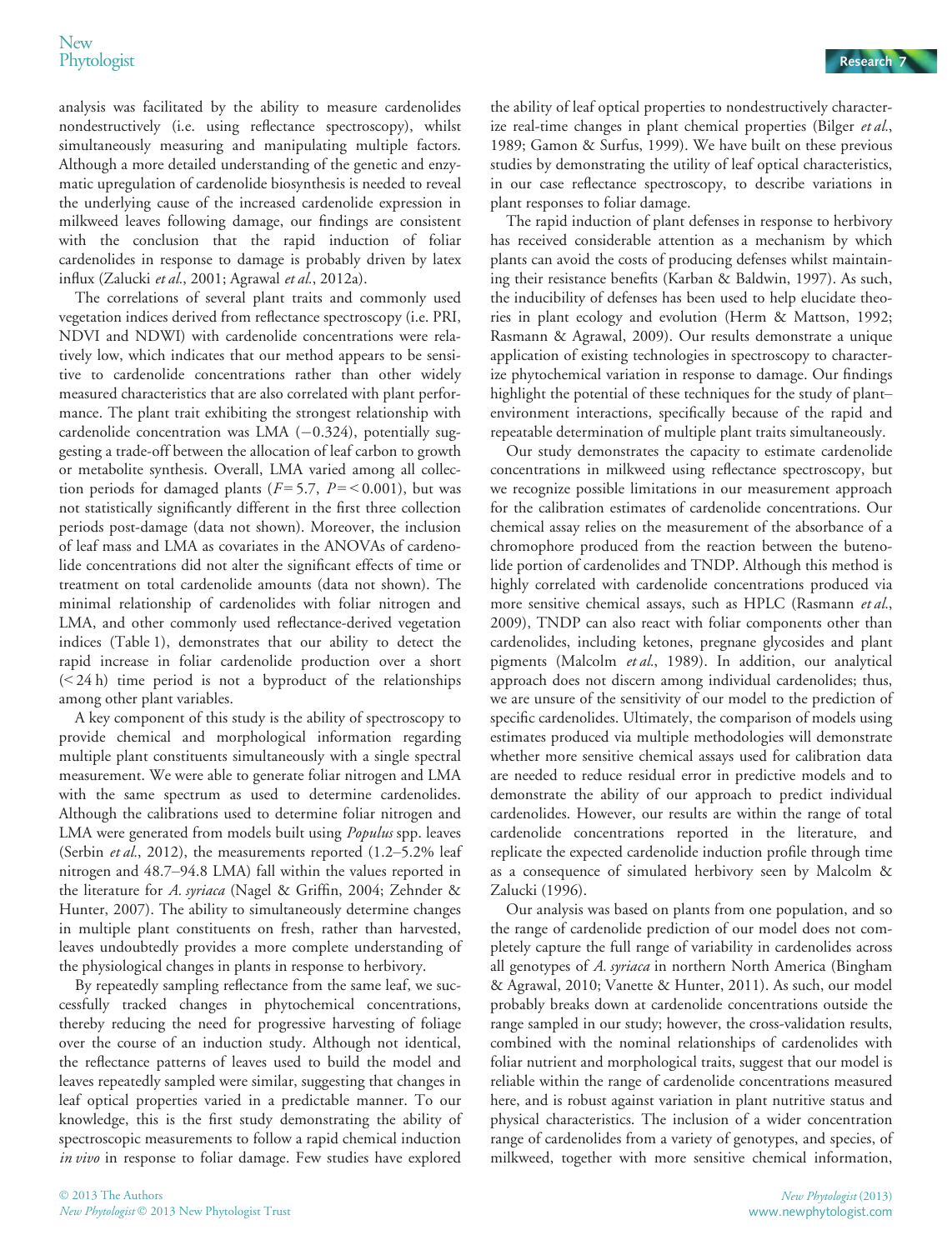analysis was facilitated by the ability to measure cardenolides nondestructively (i.e. using reflectance spectroscopy), whilst simultaneously measuring and manipulating multiple factors. Although a more detailed understanding of the genetic and enzymatic upregulation of cardenolide biosynthesis is needed to reveal the underlying cause of the increased cardenolide expression in milkweed leaves following damage, our findings are consistent with the conclusion that the rapid induction of foliar cardenolides in response to damage is probably driven by latex influx (Zalucki *et al.*, 2001; Agrawal *et al.*, 2012a).

The correlations of several plant traits and commonly used vegetation indices derived from reflectance spectroscopy (i.e. PRI, NDVI and NDWI) with cardenolide concentrations were relatively low, which indicates that our method appears to be sensitive to cardenolide concentrations rather than other widely measured characteristics that are also correlated with plant performance. The plant trait exhibiting the strongest relationship with cardenolide concentration was LMA (−0.324), potentially suggesting a trade-off between the allocation of leaf carbon to growth or metabolite synthesis. Overall, LMA varied among all collection periods for damaged plants ($F = 5.7$, $P = < 0.001$), but was not statistically significantly different in the first three collection periods post-damage (data not shown). Moreover, the inclusion of leaf mass and LMA as covariates in the ANOVAs of cardenolide concentrations did not alter the significant effects of time or treatment on total cardenolide amounts (data not shown). The minimal relationship of cardenolides with foliar nitrogen and LMA, and other commonly used reflectance-derived vegetation indices (Table 1), demonstrates that our ability to detect the rapid increase in foliar cardenolide production over a short (< 24 h) time period is not a byproduct of the relationships among other plant variables.

A key component of this study is the ability of spectroscopy to provide chemical and morphological information regarding multiple plant constituents simultaneously with a single spectral measurement. We were able to generate foliar nitrogen and LMA with the same spectrum as used to determine cardenolides. Although the calibrations used to determine foliar nitrogen and LMA were generated from models built using *Populus* spp. leaves (Serbin *et al.*, 2012), the measurements reported (1.2–5.2% leaf nitrogen and 48.7–94.8 LMA) fall within the values reported in the literature for *A. syriaca* (Nagel & Griffin, 2004; Zehnder & Hunter, 2007). The ability to simultaneously determine changes in multiple plant constituents on fresh, rather than harvested, leaves undoubtedly provides a more complete understanding of the physiological changes in plants in response to herbivory.

By repeatedly sampling reflectance from the same leaf, we successfully tracked changes in phytochemical concentrations, thereby reducing the need for progressive harvesting of foliage over the course of an induction study. Although not identical, the reflectance patterns of leaves used to build the model and leaves repeatedly sampled were similar, suggesting that changes in leaf optical properties varied in a predictable manner. To our knowledge, this is the first study demonstrating the ability of spectroscopic measurements to follow a rapid chemical induction *in vivo* in response to foliar damage. Few studies have explored the ability of leaf optical properties to nondestructively characterize real-time changes in plant chemical properties (Bilger *et al.*, 1989; Gamon & Surfus, 1999). We have built on these previous studies by demonstrating the utility of leaf optical characteristics, in our case reflectance spectroscopy, to describe variations in plant responses to foliar damage.

The rapid induction of plant defenses in response to herbivory has received considerable attention as a mechanism by which plants can avoid the costs of producing defenses whilst maintaining their resistance benefits (Karban & Baldwin, 1997). As such, the inducibility of defenses has been used to help elucidate theories in plant ecology and evolution (Herm & Mattson, 1992; Rasmann & Agrawal, 2009). Our results demonstrate a unique application of existing technologies in spectroscopy to characterize phytochemical variation in response to damage. Our findings highlight the potential of these techniques for the study of plant–environment interactions, specifically because of the rapid and repeatable determination of multiple plant traits simultaneously.

Our study demonstrates the capacity to estimate cardenolide concentrations in milkweed using reflectance spectroscopy, but we recognize possible limitations in our measurement approach for the calibration estimates of cardenolide concentrations. Our chemical assay relies on the measurement of the absorbance of a chromophore produced from the reaction between the butenolide portion of cardenolides and TNDP. Although this method is highly correlated with cardenolide concentrations produced via more sensitive chemical assays, such as HPLC (Rasmann *et al.*, 2009), TNDP can also react with foliar components other than cardenolides, including ketones, pregnane glycosides and plant pigments (Malcolm *et al.*, 1989). In addition, our analytical approach does not discern among individual cardenolides; thus, we are unsure of the sensitivity of our model to the prediction of specific cardenolides. Ultimately, the comparison of models using estimates produced via multiple methodologies will demonstrate whether more sensitive chemical assays used for calibration data are needed to reduce residual error in predictive models and to demonstrate the ability of our approach to predict individual cardenolides. However, our results are within the range of total cardenolide concentrations reported in the literature, and replicate the expected cardenolide induction profile through time as a consequence of simulated herbivory seen by Malcolm & Zalucki (1996).

Our analysis was based on plants from one population, and so the range of cardenolide prediction of our model does not completely capture the full range of variability in cardenolides across all genotypes of *A. syriaca* in northern North America (Bingham & Agrawal, 2010; Vanette & Hunter, 2011). As such, our model probably breaks down at cardenolide concentrations outside the range sampled in our study; however, the cross-validation results, combined with the nominal relationships of cardenolides with foliar nutrient and morphological traits, suggest that our model is reliable within the range of cardenolide concentrations measured here, and is robust against variation in plant nutritive status and physical characteristics. The inclusion of a wider concentration range of cardenolides from a variety of genotypes, and species, of milkweed, together with more sensitive chemical information,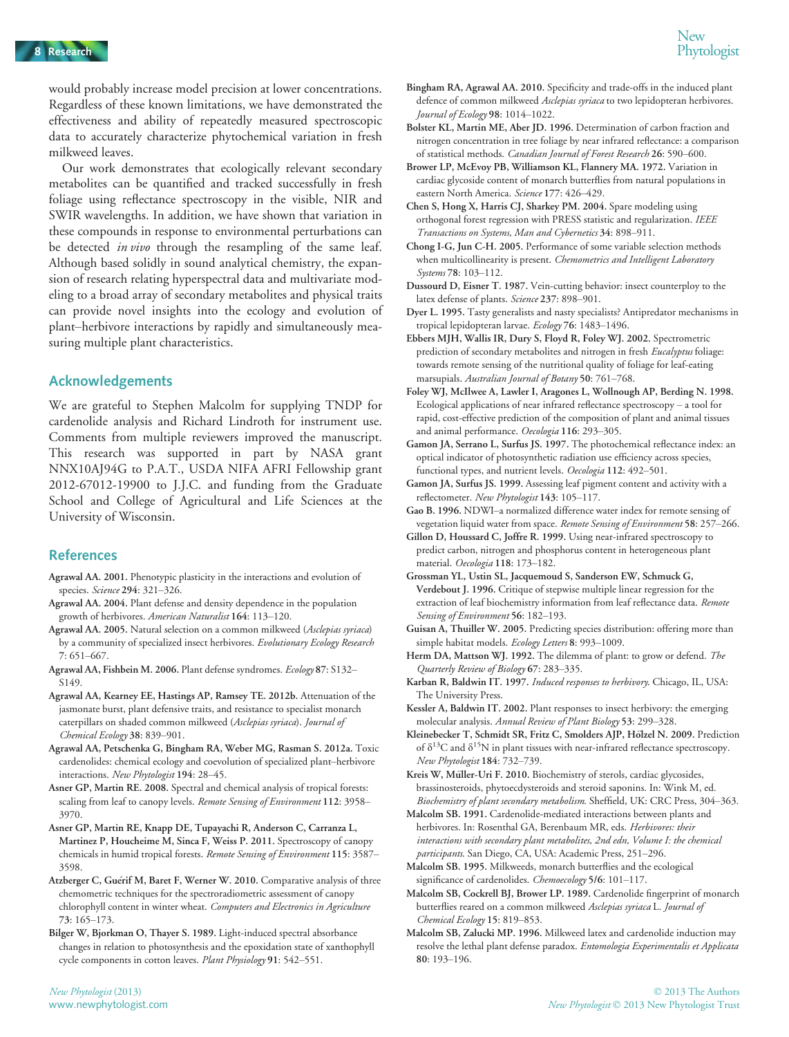would probably increase model precision at lower concentrations. Regardless of these known limitations, we have demonstrated the effectiveness and ability of repeatedly measured spectroscopic data to accurately characterize phytochemical variation in fresh milkweed leaves.

Our work demonstrates that ecologically relevant secondary metabolites can be quantified and tracked successfully in fresh foliage using reflectance spectroscopy in the visible, NIR and SWIR wavelengths. In addition, we have shown that variation in these compounds in response to environmental perturbations can be detected *in vivo* through the resampling of the same leaf. Although based solidly in sound analytical chemistry, the expansion of research relating hyperspectral data and multivariate modeling to a broad array of secondary metabolites and physical traits can provide novel insights into the ecology and evolution of plant–herbivore interactions by rapidly and simultaneously measuring multiple plant characteristics.

## Acknowledgements

We are grateful to Stephen Malcolm for supplying TNDP for cardenolide analysis and Richard Lindroth for instrument use. Comments from multiple reviewers improved the manuscript. This research was supported in part by NASA grant NNX10AJ94G to P.A.T., USDA NIFA AFRI Fellowship grant 2012-67012-19900 to J.J.C. and funding from the Graduate School and College of Agricultural and Life Sciences at the University of Wisconsin.

## References

**Agrawal AA. 2001.** Phenotypic plasticity in the interactions and evolution of species. *Science* **294**: 321–326.

**Agrawal AA. 2004.** Plant defense and density dependence in the population growth of herbivores. *American Naturalist* **164**: 113–120.

**Agrawal AA. 2005.** Natural selection on a common milkweed (*Asclepias syriaca*) by a community of specialized insect herbivores. *Evolutionary Ecology Research* **7**: 651–667.

**Agrawal AA, Fishbein M. 2006.** Plant defense syndromes. *Ecology* **87**: S132–S149.

**Agrawal AA, Kearney EE, Hastings AP, Ramsey TE. 2012b.** Attenuation of the jasmonate burst, plant defensive traits, and resistance to specialist monarch caterpillars on shaded common milkweed (*Asclepias syriaca*). *Journal of Chemical Ecology* **38**: 839–901.

**Agrawal AA, Petschenka G, Bingham RA, Weber MG, Rasman S. 2012a.** Toxic cardenolides: chemical ecology and coevolution of specialized plant–herbivore interactions. *New Phytologist* **194**: 28–45.

**Asner GP, Martin RE. 2008.** Spectral and chemical analysis of tropical forests: scaling from leaf to canopy levels. *Remote Sensing of Environment* **112**: 3958–3970.

**Asner GP, Martin RE, Knapp DE, Tupayachi R, Anderson C, Carranza L, Martinez P, Houcheime M, Sinca F, Weiss P. 2011.** Spectroscopy of canopy chemicals in humid tropical forests. *Remote Sensing of Environment* **115**: 3587–3598.

**Atzberger C, Guérif M, Baret F, Werner W. 2010.** Comparative analysis of three chemometric techniques for the spectroradiometric assessment of canopy chlorophyll content in winter wheat. *Computers and Electronics in Agriculture* **73**: 165–173.

**Bilger W, Bjorkman O, Thayer S. 1989.** Light-induced spectral absorbance changes in relation to photosynthesis and the epoxidation state of xanthophyll cycle components in cotton leaves. *Plant Physiology* **91**: 542–551.

**Bingham RA, Agrawal AA. 2010.** Specificity and trade-offs in the induced plant defence of common milkweed *Asclepias syriaca* to two lepidopteran herbivores. *Journal of Ecology* **98**: 1014–1022.

**Bolster KL, Martin ME, Aber JD. 1996.** Determination of carbon fraction and nitrogen concentration in tree foliage by near infrared reflectance: a comparison of statistical methods. *Canadian Journal of Forest Research* **26**: 590–600.

**Brower LP, McEvoy PB, Williamson KL, Flannery MA. 1972.** Variation in cardiac glycoside content of monarch butterflies from natural populations in eastern North America. *Science* **177**: 426–429.

**Chen S, Hong X, Harris CJ, Sharkey PM. 2004.** Spare modeling using orthogonal forest regression with PRESS statistic and regularization. *IEEE Transactions on Systems, Man and Cybernetics* **34**: 898–911.

**Chong I-G, Jun C-H. 2005.** Performance of some variable selection methods when multicollinearity is present. *Chemometrics and Intelligent Laboratory Systems* **78**: 103–112.

**Dussourd D, Eisner T. 1987.** Vein-cutting behavior: insect counterploy to the latex defense of plants. *Science* **237**: 898–901.

**Dyer L. 1995.** Tasty generalists and nasty specialists? Antipredator mechanisms in tropical lepidopteran larvae. *Ecology* **76**: 1483–1496.

**Ebbers MJH, Wallis IR, Dury S, Floyd R, Foley WJ. 2002.** Spectrometric prediction of secondary metabolites and nitrogen in fresh *Eucalyptus* foliage: towards remote sensing of the nutritional quality of foliage for leaf-eating marsupials. *Australian Journal of Botany* **50**: 761–768.

**Foley WJ, McIlwee A, Lawler I, Aragones L, Wollnough AP, Berding N. 1998.** Ecological applications of near infrared reflectance spectroscopy – a tool for rapid, cost-effective prediction of the composition of plant and animal tissues and animal performance. *Oecologia* **116**: 293–305.

**Gamon JA, Serrano L, Surfus JS. 1997.** The photochemical reflectance index: an optical indicator of photosynthetic radiation use efficiency across species, functional types, and nutrient levels. *Oecologia* **112**: 492–501.

**Gamon JA, Surfus JS. 1999.** Assessing leaf pigment content and activity with a reflectometer. *New Phytologist* **143**: 105–117.

**Gao B. 1996.** NDWI–a normalized difference water index for remote sensing of vegetation liquid water from space. *Remote Sensing of Environment* **58**: 257–266.

**Gillon D, Houssard C, Joffre R. 1999.** Using near-infrared spectroscopy to predict carbon, nitrogen and phosphorus content in heterogeneous plant material. *Oecologia* **118**: 173–182.

**Grossman YL, Ustin SL, Jacquemoud S, Sanderson EW, Schmuck G, Verdebout J. 1996.** Critique of stepwise multiple linear regression for the extraction of leaf biochemistry information from leaf reflectance data. *Remote Sensing of Environment* **56**: 182–193.

**Guisan A, Thuiller W. 2005.** Predicting species distribution: offering more than simple habitat models. *Ecology Letters* **8**: 993–1009.

**Herm DA, Mattson WJ. 1992.** The dilemma of plant: to grow or defend. *The Quarterly Review of Biology* **67**: 283–335.

**Karban R, Baldwin IT. 1997.** *Induced responses to herbivory*. Chicago, IL, USA: The University Press.

**Kessler A, Baldwin IT. 2002.** Plant responses to insect herbivory: the emerging molecular analysis. *Annual Review of Plant Biology* **53**: 299–328.

**Kleinebecker T, Schmidt SR, Fritz C, Smolders AJP, Hölzel N. 2009.** Prediction of $\delta^{13}C$ and $\delta^{15}N$ in plant tissues with near-infrared reflectance spectroscopy. *New Phytologist* **184**: 732–739.

**Kreis W, Müller-Uri F. 2010.** Biochemistry of sterols, cardiac glycosides, brassinosteroids, phytoecdysteroids and steroid saponins. In: Wink M, ed. *Biochemistry of plant secondary metabolism*. Sheffield, UK: CRC Press, 304–363.

**Malcolm SB. 1991.** Cardenolide-mediated interactions between plants and herbivores. In: Rosenthal GA, Berenbaum MR, eds. *Herbivores: their interactions with secondary plant metabolites, 2nd edn, Volume I: the chemical participants*. San Diego, CA, USA: Academic Press, 251–296.

**Malcolm SB. 1995.** Milkweeds, monarch butterflies and the ecological significance of cardenolides. *Chemoecology* **5/6**: 101–117.

**Malcolm SB, Cockrell BJ, Brower LP. 1989.** Cardenolide fingerprint of monarch butterflies reared on a common milkweed *Asclepias syriaca* L. *Journal of Chemical Ecology* **15**: 819–853.

**Malcolm SB, Zalucki MP. 1996.** Milkweed latex and cardenolide induction may resolve the lethal plant defense paradox. *Entomologia Experimentalis et Applicata* **80**: 193–196.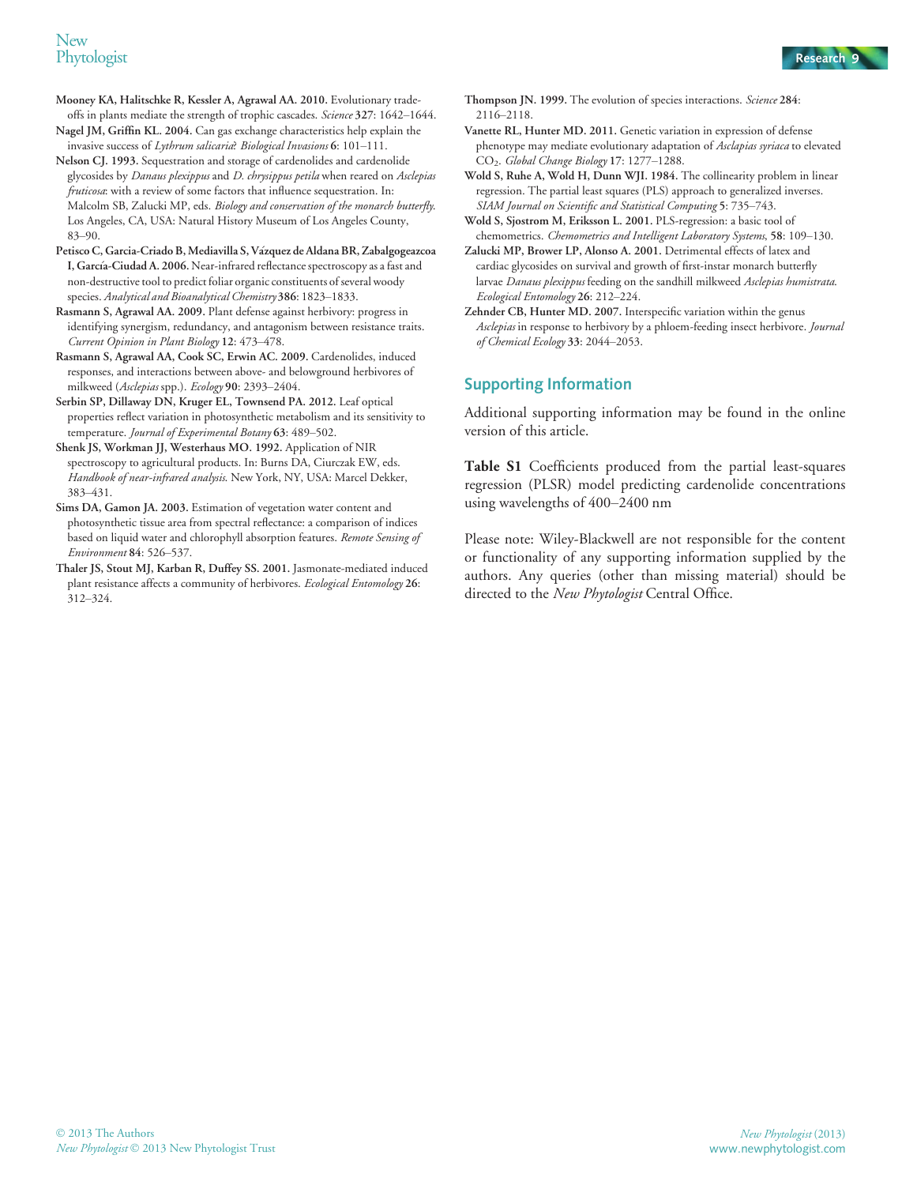**Mooney KA, Halitschke R, Kessler A, Agrawal AA. 2010.** Evolutionary trade-offs in plants mediate the strength of trophic cascades. *Science* **327**: 1642–1644.

**Nagel JM, Griffin KL. 2004.** Can gas exchange characteristics help explain the invasive success of *Lythrum salicaria*? *Biological Invasions* **6**: 101–111.

**Nelson CJ. 1993.** Sequestration and storage of cardenolides and cardenolide glycosides by *Danaus plexippus* and *D. chrysippus petila* when reared on *Asclepias fruticosa*: with a review of some factors that influence sequestration. In: Malcolm SB, Zalucki MP, eds. *Biology and conservation of the monarch butterfly*. Los Angeles, CA, USA: Natural History Museum of Los Angeles County, 83–90.

**Petisco C, Garcia-Criado B, Mediavilla S, Vázquez de Aldana BR, Zabalgogeazcoa I, García-Ciudad A. 2006.** Near-infrared reflectance spectroscopy as a fast and non-destructive tool to predict foliar organic constituents of several woody species. *Analytical and Bioanalytical Chemistry* **386**: 1823–1833.

**Rasmann S, Agrawal AA. 2009.** Plant defense against herbivory: progress in identifying synergism, redundancy, and antagonism between resistance traits. *Current Opinion in Plant Biology* **12**: 473–478.

**Rasmann S, Agrawal AA, Cook SC, Erwin AC. 2009.** Cardenolides, induced responses, and interactions between above- and belowground herbivores of milkweed (*Asclepias* spp.). *Ecology* **90**: 2393–2404.

**Serbin SP, Dillaway DN, Kruger EL, Townsend PA. 2012.** Leaf optical properties reflect variation in photosynthetic metabolism and its sensitivity to temperature. *Journal of Experimental Botany* **63**: 489–502.

**Shenk JS, Workman JJ, Westerhaus MO. 1992.** Application of NIR spectroscopy to agricultural products. In: Burns DA, Ciurczak EW, eds. *Handbook of near-infrared analysis*. New York, NY, USA: Marcel Dekker, 383–431.

**Sims DA, Gamon JA. 2003.** Estimation of vegetation water content and photosynthetic tissue area from spectral reflectance: a comparison of indices based on liquid water and chlorophyll absorption features. *Remote Sensing of Environment* **84**: 526–537.

**Thaler JS, Stout MJ, Karban R, Duffey SS. 2001.** Jasmonate-mediated induced plant resistance affects a community of herbivores. *Ecological Entomology* **26**: 312–324.

**Thompson JN. 1999.** The evolution of species interactions. *Science* **284**: 2116–2118.

**Vanette RL, Hunter MD. 2011.** Genetic variation in expression of defense phenotype may mediate evolutionary adaptation of *Asclapias syriaca* to elevated $CO_2$. *Global Change Biology* **17**: 1277–1288.

**Wold S, Ruhe A, Wold H, Dunn WJI. 1984.** The collinearity problem in linear regression. The partial least squares (PLS) approach to generalized inverses. *SIAM Journal on Scientific and Statistical Computing* **5**: 735–743.

**Wold S, Sjostrom M, Eriksson L. 2001.** PLS-regression: a basic tool of chemometrics. *Chemometrics and Intelligent Laboratory Systems*, **58**: 109–130.

**Zalucki MP, Brower LP, Alonso A. 2001.** Detrimental effects of latex and cardiac glycosides on survival and growth of first-instar monarch butterfly larvae *Danaus plexippus* feeding on the sandhill milkweed *Asclepias humistrata*. *Ecological Entomology* **26**: 212–224.

**Zehnder CB, Hunter MD. 2007.** Interspecific variation within the genus *Asclepias* in response to herbivory by a phloem-feeding insect herbivore. *Journal of Chemical Ecology* **33**: 2044–2053.

## Supporting Information

Additional supporting information may be found in the online version of this article.

**Table S1** Coefficients produced from the partial least-squares regression (PLSR) model predicting cardenolide concentrations using wavelengths of 400–2400 nm

Please note: Wiley-Blackwell are not responsible for the content or functionality of any supporting information supplied by the authors. Any queries (other than missing material) should be directed to the *New Phytologist* Central Office.